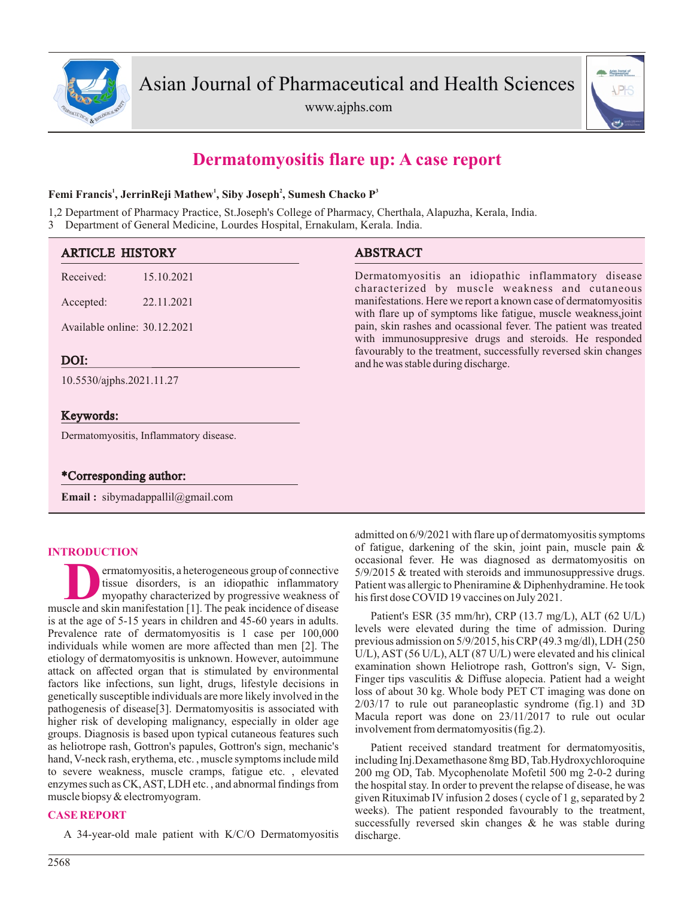# Dermatomyositis flare up: A case report

**Femi Francis[1], JerrinReji Mathew[1], Siby Joseph[2], Sumesh Chacko P[3]**

1,2 Department of Pharmacy Practice, St.Joseph's College of Pharmacy, Cherthala, Alapuzha, Kerala, India.
3 Department of General Medicine, Lourdes Hospital, Ernakulam, Kerala. India.

## ARTICLE HISTORY

Received: 15.10.2021

Accepted: 22.11.2021

Available online: 30.12.2021

## DOI:

10.5530/ajphs.2021.11.27

## Keywords:

Dermatomyositis, Inflammatory disease.

## *Corresponding author:

**Email :** sibymadappallil@gmail.com

## ABSTRACT

Dermatomyositis an idiopathic inflammatory disease characterized by muscle weakness and cutaneous manifestations. Here we report a known case of dermatomyositis with flare up of symptoms like fatigue, muscle weakness,joint pain, skin rashes and ocassional fever. The patient was treated with immunosuppresive drugs and steroids. He responded favourably to the treatment, successfully reversed skin changes and he was stable during discharge.

## INTRODUCTION

Dermatomyositis, a heterogeneous group of connective tissue disorders, is an idiopathic inflammatory myopathy characterized by progressive weakness of muscle and skin manifestation [1]. The peak incidence of disease is at the age of 5-15 years in children and 45-60 years in adults. Prevalence rate of dermatomyositis is 1 case per 100,000 individuals while women are more affected than men [2]. The etiology of dermatomyositis is unknown. However, autoimmune attack on affected organ that is stimulated by environmental factors like infections, sun light, drugs, lifestyle decisions in genetically susceptible individuals are more likely involved in the pathogenesis of disease[3]. Dermatomyositis is associated with higher risk of developing malignancy, especially in older age groups. Diagnosis is based upon typical cutaneous features such as heliotrope rash, Gottron's papules, Gottron's sign, mechanic's hand, V-neck rash, erythema, etc. , muscle symptoms include mild to severe weakness, muscle cramps, fatigue etc. , elevated enzymes such as CK, AST, LDH etc. , and abnormal findings from muscle biopsy & electromyogram.

## CASE REPORT

A 34-year-old male patient with K/C/O Dermatomyositis admitted on 6/9/2021 with flare up of dermatomyositis symptoms of fatigue, darkening of the skin, joint pain, muscle pain & occasional fever. He was diagnosed as dermatomyositis on 5/9/2015 & treated with steroids and immunosuppressive drugs. Patient was allergic to Pheniramine & Diphenhydramine. He took his first dose COVID 19 vaccines on July 2021.

Patient's ESR (35 mm/hr), CRP (13.7 mg/L), ALT (62 U/L) levels were elevated during the time of admission. During previous admission on 5/9/2015, his CRP (49.3 mg/dl), LDH (250 U/L), AST (56 U/L), ALT (87 U/L) were elevated and his clinical examination shown Heliotrope rash, Gottron's sign, V- Sign, Finger tips vasculitis & Diffuse alopecia. Patient had a weight loss of about 30 kg. Whole body PET CT imaging was done on 2/03/17 to rule out paraneoplastic syndrome (fig.1) and 3D Macula report was done on 23/11/2017 to rule out ocular involvement from dermatomyositis (fig.2).

Patient received standard treatment for dermatomyositis, including Inj.Dexamethasone 8mg BD, Tab.Hydroxychloroquine 200 mg OD, Tab. Mycophenolate Mofetil 500 mg 2-0-2 during the hospital stay. In order to prevent the relapse of disease, he was given Rituximab IV infusion 2 doses ( cycle of 1 g, separated by 2 weeks). The patient responded favourably to the treatment, successfully reversed skin changes & he was stable during discharge.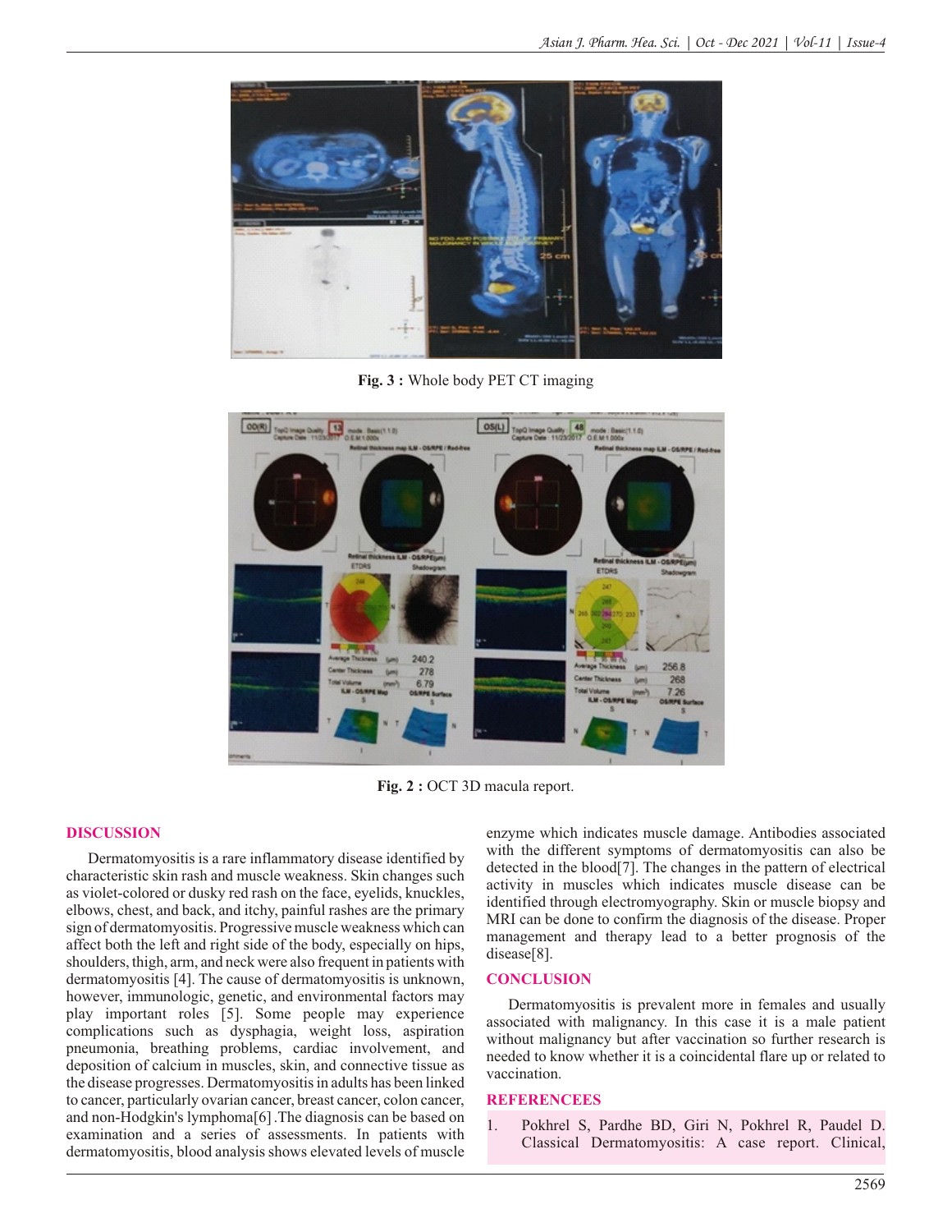Fig. 3 : Whole body PET CT imaging

Fig. 2 : OCT 3D macula report.

## DISCUSSION

Dermatomyositis is a rare inflammatory disease identified by characteristic skin rash and muscle weakness. Skin changes such as violet-colored or dusky red rash on the face, eyelids, knuckles, elbows, chest, and back, and itchy, painful rashes are the primary sign of dermatomyositis. Progressive muscle weakness which can affect both the left and right side of the body, especially on hips, shoulders, thigh, arm, and neck were also frequent in patients with dermatomyositis [4]. The cause of dermatomyositis is unknown, however, immunologic, genetic, and environmental factors may play important roles [5]. Some people may experience complications such as dysphagia, weight loss, aspiration pneumonia, breathing problems, cardiac involvement, and deposition of calcium in muscles, skin, and connective tissue as the disease progresses. Dermatomyositis in adults has been linked to cancer, particularly ovarian cancer, breast cancer, colon cancer, and non-Hodgkin's lymphoma[6] .The diagnosis can be based on examination and a series of assessments. In patients with dermatomyositis, blood analysis shows elevated levels of muscle enzyme which indicates muscle damage. Antibodies associated with the different symptoms of dermatomyositis can also be detected in the blood[7]. The changes in the pattern of electrical activity in muscles which indicates muscle disease can be identified through electromyography. Skin or muscle biopsy and MRI can be done to confirm the diagnosis of the disease. Proper management and therapy lead to a better prognosis of the disease[8].

## CONCLUSION

Dermatomyositis is prevalent more in females and usually associated with malignancy. In this case it is a male patient without malignancy but after vaccination so further research is needed to know whether it is a coincidental flare up or related to vaccination.

## REFERENCEES

1. Pokhrel S, Pardhe BD, Giri N, Pokhrel R, Paudel D. Classical Dermatomyositis: A case report. Clinical,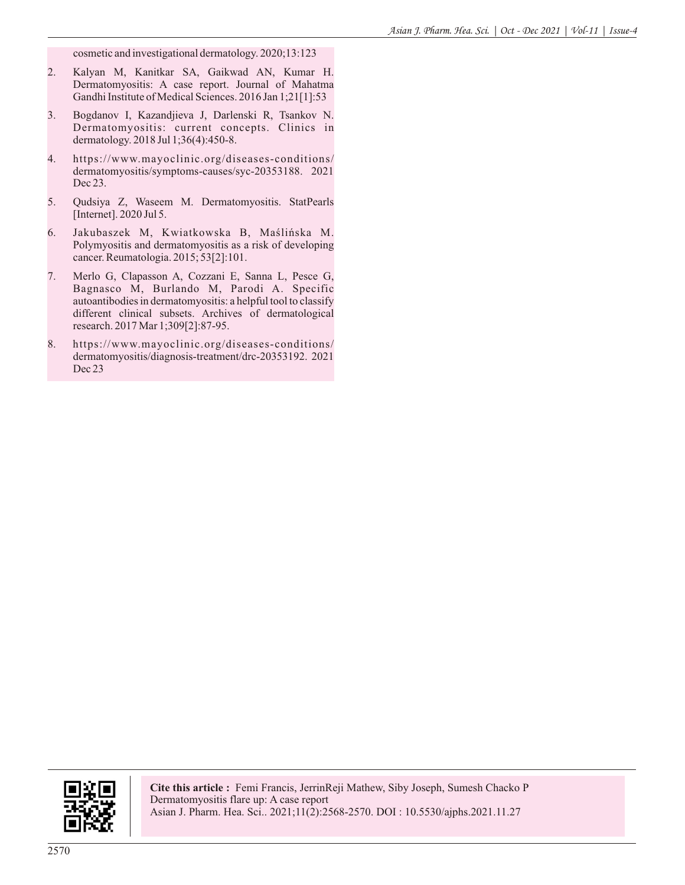cosmetic and investigational dermatology. 2020;13:123

2. Kalyan M, Kanitkar SA, Gaikwad AN, Kumar H. Dermatomyositis: A case report. Journal of Mahatma Gandhi Institute of Medical Sciences. 2016 Jan 1;21[1]:53
3. Bogdanov I, Kazandjieva J, Darlenski R, Tsankov N. Dermatomyositis: current concepts. Clinics in dermatology. 2018 Jul 1;36(4):450-8.
4. https://www.mayoclinic.org/diseases-conditions/dermatomyositis/symptoms-causes/syc-20353188. 2021 Dec 23.
5. Qudsiya Z, Waseem M. Dermatomyositis. StatPearls [Internet]. 2020 Jul 5.
6. Jakubaszek M, Kwiatkowska B, Maślińska M. Polymyositis and dermatomyositis as a risk of developing cancer. Reumatologia. 2015; 53[2]:101.
7. Merlo G, Clapasson A, Cozzani E, Sanna L, Pesce G, Bagnasco M, Burlando M, Parodi A. Specific autoantibodies in dermatomyositis: a helpful tool to classify different clinical subsets. Archives of dermatological research. 2017 Mar 1;309[2]:87-95.
8. https://www.mayoclinic.org/diseases-conditions/dermatomyositis/diagnosis-treatment/drc-20353192. 2021 Dec 23

**Cite this article :** Femi Francis, JerrinReji Mathew, Siby Joseph, Sumesh Chacko P
Dermatomyositis flare up: A case report
Asian J. Pharm. Hea. Sci.. 2021;11(2):2568-2570. DOI : 10.5530/ajphs.2021.11.27